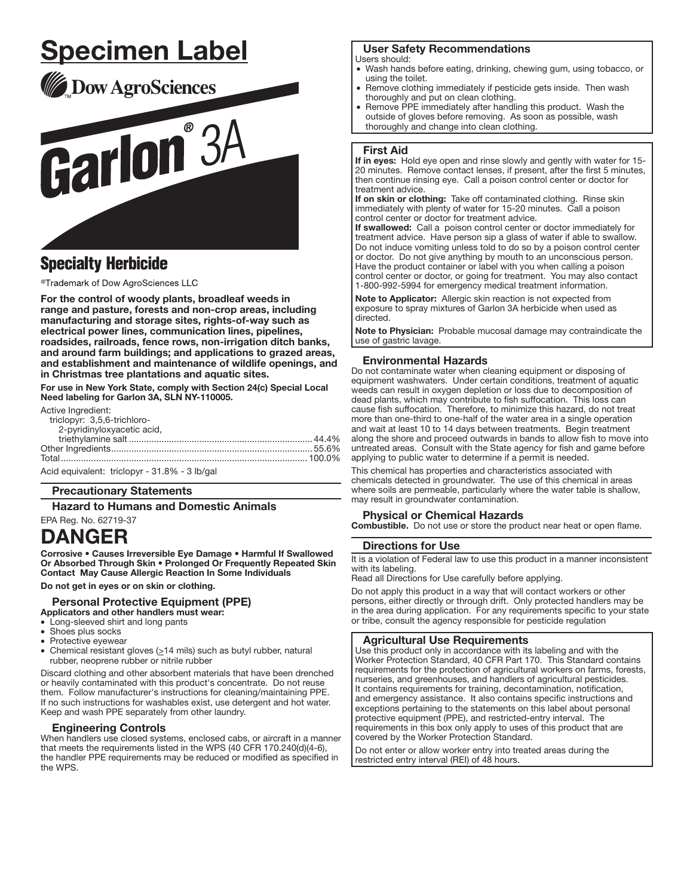# Specimen Label

Dow AgroSciences

# Garlon® 3A

## Specialty Herbicide

®Trademark of Dow AgroSciences LLC

**For the control of woody plants, broadleaf weeds in range and pasture, forests and non-crop areas, including manufacturing and storage sites, rights-of-way such as electrical power lines, communication lines, pipelines, roadsides, railroads, fence rows, non-irrigation ditch banks, and around farm buildings; and applications to grazed areas, and establishment and maintenance of wildlife openings, and in Christmas tree plantations and aquatic sites.**

**For use in New York State, comply with Section 24(c) Special Local Need labeling for Garlon 3A, SLN NY-110005.**

Active Ingredient:
triclopyr: 3,5,6-trichloro-2-pyridinyloxyacetic acid, triethylamine salt ........ 44.4%
Other Ingredients ........ 55.6%
Total ........ 100.0%

Acid equivalent: triclopyr - 31.8% - 3 lb/gal

## Precautionary Statements

### Hazard to Humans and Domestic Animals

EPA Reg. No. 62719-37

# DANGER

**Corrosive • Causes Irreversible Eye Damage • Harmful If Swallowed Or Absorbed Through Skin • Prolonged Or Frequently Repeated Skin Contact May Cause Allergic Reaction In Some Individuals**

**Do not get in eyes or on skin or clothing.**

### Personal Protective Equipment (PPE)

**Applicators and other handlers must wear:**
- Long-sleeved shirt and long pants
- Shoes plus socks
- Protective eyewear
- Chemical resistant gloves (≥14 mils) such as butyl rubber, natural rubber, neoprene rubber or nitrile rubber

Discard clothing and other absorbent materials that have been drenched or heavily contaminated with this product's concentrate. Do not reuse them. Follow manufacturer's instructions for cleaning/maintaining PPE. If no such instructions for washables exist, use detergent and hot water. Keep and wash PPE separately from other laundry.

### Engineering Controls

When handlers use closed systems, enclosed cabs, or aircraft in a manner that meets the requirements listed in the WPS (40 CFR 170.240(d)(4-6), the handler PPE requirements may be reduced or modified as specified in the WPS.

### User Safety Recommendations

Users should:
- Wash hands before eating, drinking, chewing gum, using tobacco, or using the toilet.
- Remove clothing immediately if pesticide gets inside. Then wash thoroughly and put on clean clothing.
- Remove PPE immediately after handling this product. Wash the outside of gloves before removing. As soon as possible, wash thoroughly and change into clean clothing.

### First Aid

**If in eyes:** Hold eye open and rinse slowly and gently with water for 15-20 minutes. Remove contact lenses, if present, after the first 5 minutes, then continue rinsing eye. Call a poison control center or doctor for treatment advice.

**If on skin or clothing:** Take off contaminated clothing. Rinse skin immediately with plenty of water for 15-20 minutes. Call a poison control center or doctor for treatment advice.

**If swallowed:** Call a poison control center or doctor immediately for treatment advice. Have person sip a glass of water if able to swallow. Do not induce vomiting unless told to do so by a poison control center or doctor. Do not give anything by mouth to an unconscious person. Have the product container or label with you when calling a poison control center or doctor, or going for treatment. You may also contact 1-800-992-5994 for emergency medical treatment information.

**Note to Applicator:** Allergic skin reaction is not expected from exposure to spray mixtures of Garlon 3A herbicide when used as directed.

**Note to Physician:** Probable mucosal damage may contraindicate the use of gastric lavage.

### Environmental Hazards

Do not contaminate water when cleaning equipment or disposing of equipment washwaters. Under certain conditions, treatment of aquatic weeds can result in oxygen depletion or loss due to decomposition of dead plants, which may contribute to fish suffocation. This loss can cause fish suffocation. Therefore, to minimize this hazard, do not treat more than one-third to one-half of the water area in a single operation and wait at least 10 to 14 days between treatments. Begin treatment along the shore and proceed outwards in bands to allow fish to move into untreated areas. Consult with the State agency for fish and game before applying to public water to determine if a permit is needed.

This chemical has properties and characteristics associated with chemicals detected in groundwater. The use of this chemical in areas where soils are permeable, particularly where the water table is shallow, may result in groundwater contamination.

### Physical or Chemical Hazards

**Combustible.** Do not use or store the product near heat or open flame.

## Directions for Use

It is a violation of Federal law to use this product in a manner inconsistent with its labeling.
Read all Directions for Use carefully before applying.

Do not apply this product in a way that will contact workers or other persons, either directly or through drift. Only protected handlers may be in the area during application. For any requirements specific to your state or tribe, consult the agency responsible for pesticide regulation

### Agricultural Use Requirements

Use this product only in accordance with its labeling and with the Worker Protection Standard, 40 CFR Part 170. This Standard contains requirements for the protection of agricultural workers on farms, forests, nurseries, and greenhouses, and handlers of agricultural pesticides. It contains requirements for training, decontamination, notification, and emergency assistance. It also contains specific instructions and exceptions pertaining to the statements on this label about personal protective equipment (PPE), and restricted-entry interval. The requirements in this box only apply to uses of this product that are covered by the Worker Protection Standard.

Do not enter or allow worker entry into treated areas during the restricted entry interval (REI) of 48 hours.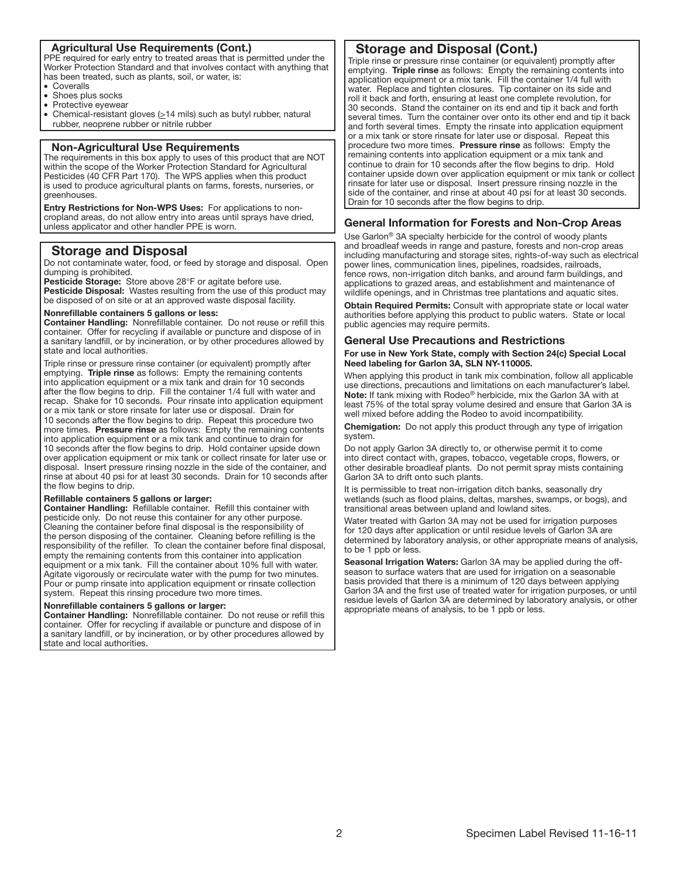### Agricultural Use Requirements (Cont.)

PPE required for early entry to treated areas that is permitted under the Worker Protection Standard and that involves contact with anything that has been treated, such as plants, soil, or water, is:

- Coveralls
- Shoes plus socks
- Protective eyewear
- Chemical-resistant gloves (≥14 mils) such as butyl rubber, natural rubber, neoprene rubber or nitrile rubber

### Non-Agricultural Use Requirements

The requirements in this box apply to uses of this product that are NOT within the scope of the Worker Protection Standard for Agricultural Pesticides (40 CFR Part 170). The WPS applies when this product is used to produce agricultural plants on farms, forests, nurseries, or greenhouses.

**Entry Restrictions for Non-WPS Uses:** For applications to non-cropland areas, do not allow entry into areas until sprays have dried, unless applicator and other handler PPE is worn.

## Storage and Disposal

Do not contaminate water, food, or feed by storage and disposal. Open dumping is prohibited.

**Pesticide Storage:** Store above 28°F or agitate before use.

**Pesticide Disposal:** Wastes resulting from the use of this product may be disposed of on site or at an approved waste disposal facility.

**Nonrefillable containers 5 gallons or less:**

**Container Handling:** Nonrefillable container. Do not reuse or refill this container. Offer for recycling if available or puncture and dispose of in a sanitary landfill, or by incineration, or by other procedures allowed by state and local authorities.

Triple rinse or pressure rinse container (or equivalent) promptly after emptying. **Triple rinse** as follows: Empty the remaining contents into application equipment or a mix tank and drain for 10 seconds after the flow begins to drip. Fill the container 1/4 full with water and recap. Shake for 10 seconds. Pour rinsate into application equipment or a mix tank or store rinsate for later use or disposal. Drain for 10 seconds after the flow begins to drip. Repeat this procedure two more times. **Pressure rinse** as follows: Empty the remaining contents into application equipment or a mix tank and continue to drain for 10 seconds after the flow begins to drip. Hold container upside down over application equipment or mix tank or collect rinsate for later use or disposal. Insert pressure rinsing nozzle in the side of the container, and rinse at about 40 psi for at least 30 seconds. Drain for 10 seconds after the flow begins to drip.

**Refillable containers 5 gallons or larger:**

**Container Handling:** Refillable container. Refill this container with pesticide only. Do not reuse this container for any other purpose. Cleaning the container before final disposal is the responsibility of the person disposing of the container. Cleaning before refilling is the responsibility of the refiller. To clean the container before final disposal, empty the remaining contents from this container into application equipment or a mix tank. Fill the container about 10% full with water. Agitate vigorously or recirculate water with the pump for two minutes. Pour or pump rinsate into application equipment or rinsate collection system. Repeat this rinsing procedure two more times.

**Nonrefillable containers 5 gallons or larger:**

**Container Handling:** Nonrefillable container. Do not reuse or refill this container. Offer for recycling if available or puncture and dispose of in a sanitary landfill, or by incineration, or by other procedures allowed by state and local authorities.

## Storage and Disposal (Cont.)

Triple rinse or pressure rinse container (or equivalent) promptly after emptying. **Triple rinse** as follows: Empty the remaining contents into application equipment or a mix tank. Fill the container 1/4 full with water. Replace and tighten closures. Tip container on its side and roll it back and forth, ensuring at least one complete revolution, for 30 seconds. Stand the container on its end and tip it back and forth several times. Turn the container over onto its other end and tip it back and forth several times. Empty the rinsate into application equipment or a mix tank or store rinsate for later use or disposal. Repeat this procedure two more times. **Pressure rinse** as follows: Empty the remaining contents into application equipment or a mix tank and continue to drain for 10 seconds after the flow begins to drip. Hold container upside down over application equipment or mix tank or collect rinsate for later use or disposal. Insert pressure rinsing nozzle in the side of the container, and rinse at about 40 psi for at least 30 seconds. Drain for 10 seconds after the flow begins to drip.

### General Information for Forests and Non-Crop Areas

Use Garlon® 3A specialty herbicide for the control of woody plants and broadleaf weeds in range and pasture, forests and non-crop areas including manufacturing and storage sites, rights-of-way such as electrical power lines, communication lines, pipelines, roadsides, railroads, fence rows, non-irrigation ditch banks, and around farm buildings, and applications to grazed areas, and establishment and maintenance of wildlife openings, and in Christmas tree plantations and aquatic sites.

**Obtain Required Permits:** Consult with appropriate state or local water authorities before applying this product to public waters. State or local public agencies may require permits.

### General Use Precautions and Restrictions

**For use in New York State, comply with Section 24(c) Special Local Need labeling for Garlon 3A, SLN NY-110005.**

When applying this product in tank mix combination, follow all applicable use directions, precautions and limitations on each manufacturer's label. **Note:** If tank mixing with Rodeo® herbicide, mix the Garlon 3A with at least 75% of the total spray volume desired and ensure that Garlon 3A is well mixed before adding the Rodeo to avoid incompatibility.

**Chemigation:** Do not apply this product through any type of irrigation system.

Do not apply Garlon 3A directly to, or otherwise permit it to come into direct contact with, grapes, tobacco, vegetable crops, flowers, or other desirable broadleaf plants. Do not permit spray mists containing Garlon 3A to drift onto such plants.

It is permissible to treat non-irrigation ditch banks, seasonally dry wetlands (such as flood plains, deltas, marshes, swamps, or bogs), and transitional areas between upland and lowland sites.

Water treated with Garlon 3A may not be used for irrigation purposes for 120 days after application or until residue levels of Garlon 3A are determined by laboratory analysis, or other appropriate means of analysis, to be 1 ppb or less.

**Seasonal Irrigation Waters:** Garlon 3A may be applied during the off-season to surface waters that are used for irrigation on a seasonable basis provided that there is a minimum of 120 days between applying Garlon 3A and the first use of treated water for irrigation purposes, or until residue levels of Garlon 3A are determined by laboratory analysis, or other appropriate means of analysis, to be 1 ppb or less.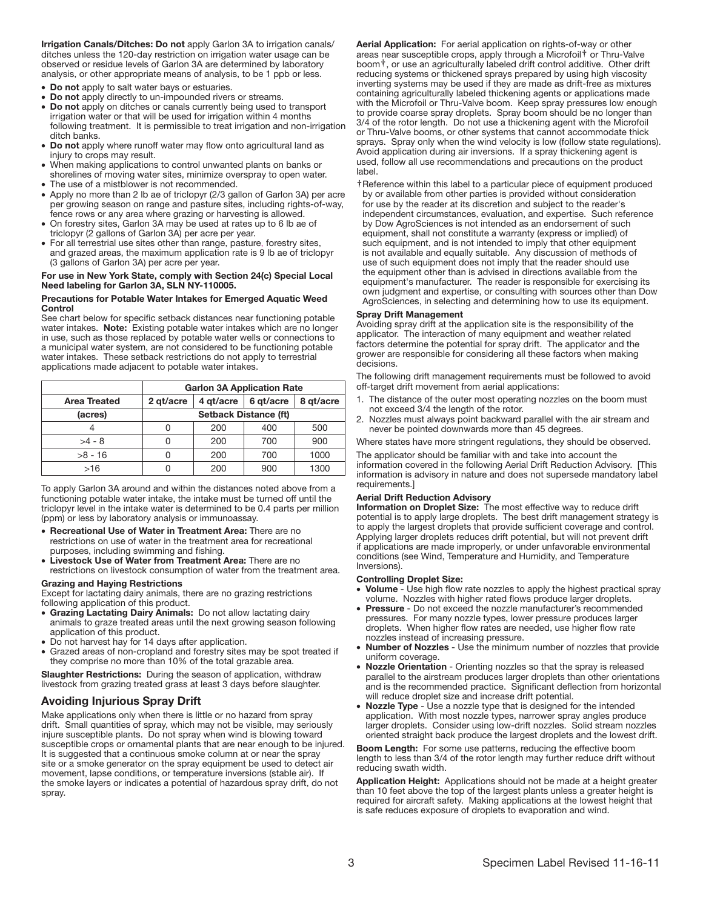**Irrigation Canals/Ditches: Do not** apply Garlon 3A to irrigation canals/ditches unless the 120-day restriction on irrigation water usage can be observed or residue levels of Garlon 3A are determined by laboratory analysis, or other appropriate means of analysis, to be 1 ppb or less.

- **Do not** apply to salt water bays or estuaries.
- **Do not** apply directly to un-impounded rivers or streams.
- **Do not** apply on ditches or canals currently being used to transport irrigation water or that will be used for irrigation within 4 months following treatment. It is permissible to treat irrigation and non-irrigation ditch banks.
- **Do not** apply where runoff water may flow onto agricultural land as injury to crops may result.
- When making applications to control unwanted plants on banks or shorelines of moving water sites, minimize overspray to open water.
- The use of a mistblower is not recommended.
- Apply no more than 2 lb ae of triclopyr (2/3 gallon of Garlon 3A) per acre per growing season on range and pasture sites, including rights-of-way, fence rows or any area where grazing or harvesting is allowed.
- On forestry sites, Garlon 3A may be used at rates up to 6 lb ae of triclopyr (2 gallons of Garlon 3A) per acre per year.
- For all terrestrial use sites other than range, pasture, forestry sites, and grazed areas, the maximum application rate is 9 lb ae of triclopyr (3 gallons of Garlon 3A) per acre per year.

**For use in New York State, comply with Section 24(c) Special Local Need labeling for Garlon 3A, SLN NY-110005.**

**Precautions for Potable Water Intakes for Emerged Aquatic Weed Control**

See chart below for specific setback distances near functioning potable water intakes. **Note:** Existing potable water intakes which are no longer in use, such as those replaced by potable water wells or connections to a municipal water system, are not considered to be functioning potable water intakes. These setback restrictions do not apply to terrestrial applications made adjacent to potable water intakes.

| | **Garlon 3A Application Rate** | | | |
|---|---|---|---|---|
| **Area Treated** | **2 qt/acre** | **4 qt/acre** | **6 qt/acre** | **8 qt/acre** |
| **(acres)** | **Setback Distance (ft)** | | | |
| 4 | 0 | 200 | 400 | 500 |
| >4 - 8 | 0 | 200 | 700 | 900 |
| >8 - 16 | 0 | 200 | 700 | 1000 |
| >16 | 0 | 200 | 900 | 1300 |

To apply Garlon 3A around and within the distances noted above from a functioning potable water intake, the intake must be turned off until the triclopyr level in the intake water is determined to be 0.4 parts per million (ppm) or less by laboratory analysis or immunoassay.

- **Recreational Use of Water in Treatment Area:** There are no restrictions on use of water in the treatment area for recreational purposes, including swimming and fishing.
- **Livestock Use of Water from Treatment Area:** There are no restrictions on livestock consumption of water from the treatment area.

**Grazing and Haying Restrictions**

Except for lactating dairy animals, there are no grazing restrictions following application of this product.

- **Grazing Lactating Dairy Animals:** Do not allow lactating dairy animals to graze treated areas until the next growing season following application of this product.
- Do not harvest hay for 14 days after application.
- Grazed areas of non-cropland and forestry sites may be spot treated if they comprise no more than 10% of the total grazable area.

**Slaughter Restrictions:** During the season of application, withdraw livestock from grazing treated grass at least 3 days before slaughter.

## Avoiding Injurious Spray Drift

Make applications only when there is little or no hazard from spray drift. Small quantities of spray, which may not be visible, may seriously injure susceptible plants. Do not spray when wind is blowing toward susceptible crops or ornamental plants that are near enough to be injured. It is suggested that a continuous smoke column at or near the spray site or a smoke generator on the spray equipment be used to detect air movement, lapse conditions, or temperature inversions (stable air). If the smoke layers or indicates a potential of hazardous spray drift, do not spray.

**Aerial Application:** For aerial application on rights-of-way or other areas near susceptible crops, apply through a Microfoil† or Thru-Valve boom†, or use an agriculturally labeled drift control additive. Other drift reducing systems or thickened sprays prepared by using high viscosity inverting systems may be used if they are made as drift-free as mixtures containing agriculturally labeled thickening agents or applications made with the Microfoil or Thru-Valve boom. Keep spray pressures low enough to provide coarse spray droplets. Spray boom should be no longer than 3/4 of the rotor length. Do not use a thickening agent with the Microfoil or Thru-Valve booms, or other systems that cannot accommodate thick sprays. Spray only when the wind velocity is low (follow state regulations). Avoid application during air inversions. If a spray thickening agent is used, follow all use recommendations and precautions on the product label.

†Reference within this label to a particular piece of equipment produced by or available from other parties is provided without consideration for use by the reader at its discretion and subject to the reader's independent circumstances, evaluation, and expertise. Such reference by Dow AgroSciences is not intended as an endorsement of such equipment, shall not constitute a warranty (express or implied) of such equipment, and is not intended to imply that other equipment is not available and equally suitable. Any discussion of methods of use of such equipment does not imply that the reader should use the equipment other than is advised in directions available from the equipment's manufacturer. The reader is responsible for exercising its own judgment and expertise, or consulting with sources other than Dow AgroSciences, in selecting and determining how to use its equipment.

**Spray Drift Management**

Avoiding spray drift at the application site is the responsibility of the applicator. The interaction of many equipment and weather related factors determine the potential for spray drift. The applicator and the grower are responsible for considering all these factors when making decisions.

The following drift management requirements must be followed to avoid off-target drift movement from aerial applications:

1. The distance of the outer most operating nozzles on the boom must not exceed 3/4 the length of the rotor.
2. Nozzles must always point backward parallel with the air stream and never be pointed downwards more than 45 degrees.

Where states have more stringent regulations, they should be observed.

The applicator should be familiar with and take into account the information covered in the following Aerial Drift Reduction Advisory. [This information is advisory in nature and does not supersede mandatory label requirements.]

**Aerial Drift Reduction Advisory**

**Information on Droplet Size:** The most effective way to reduce drift potential is to apply large droplets. The best drift management strategy is to apply the largest droplets that provide sufficient coverage and control. Applying larger droplets reduces drift potential, but will not prevent drift if applications are made improperly, or under unfavorable environmental conditions (see Wind, Temperature and Humidity, and Temperature Inversions).

**Controlling Droplet Size:**

- **Volume** - Use high flow rate nozzles to apply the highest practical spray volume. Nozzles with higher rated flows produce larger droplets.
- **Pressure** - Do not exceed the nozzle manufacturer's recommended pressures. For many nozzle types, lower pressure produces larger droplets. When higher flow rates are needed, use higher flow rate nozzles instead of increasing pressure.
- **Number of Nozzles** - Use the minimum number of nozzles that provide uniform coverage.
- **Nozzle Orientation** - Orienting nozzles so that the spray is released parallel to the airstream produces larger droplets than other orientations and is the recommended practice. Significant deflection from horizontal will reduce droplet size and increase drift potential.
- **Nozzle Type** - Use a nozzle type that is designed for the intended application. With most nozzle types, narrower spray angles produce larger droplets. Consider using low-drift nozzles. Solid stream nozzles oriented straight back produce the largest droplets and the lowest drift.

**Boom Length:** For some use patterns, reducing the effective boom length to less than 3/4 of the rotor length may further reduce drift without reducing swath width.

**Application Height:** Applications should not be made at a height greater than 10 feet above the top of the largest plants unless a greater height is required for aircraft safety. Making applications at the lowest height that is safe reduces exposure of droplets to evaporation and wind.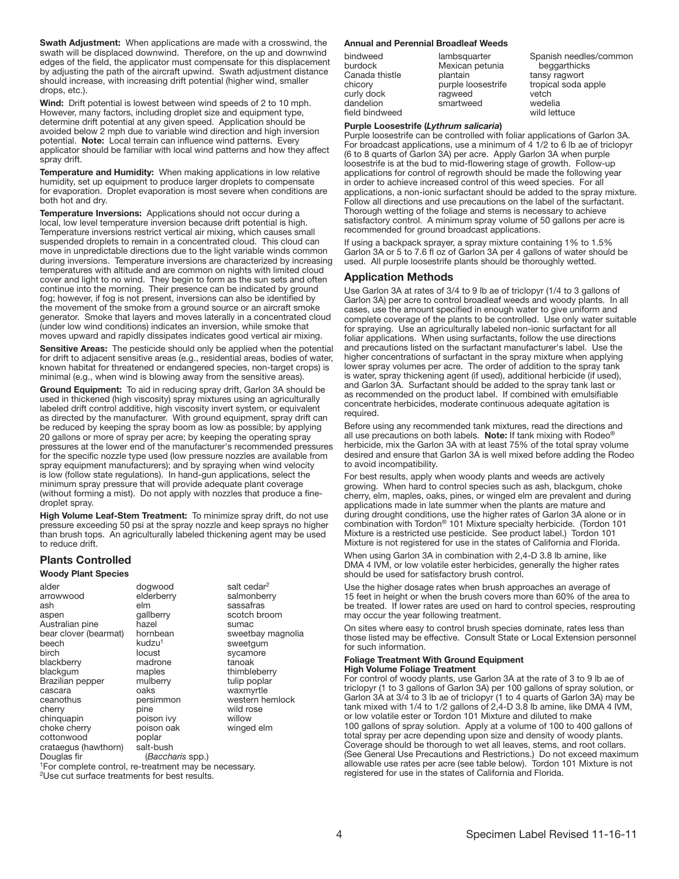**Swath Adjustment:** When applications are made with a crosswind, the swath will be displaced downwind. Therefore, on the up and downwind edges of the field, the applicator must compensate for this displacement by adjusting the path of the aircraft upwind. Swath adjustment distance should increase, with increasing drift potential (higher wind, smaller drops, etc.).

**Wind:** Drift potential is lowest between wind speeds of 2 to 10 mph. However, many factors, including droplet size and equipment type, determine drift potential at any given speed. Application should be avoided below 2 mph due to variable wind direction and high inversion potential. **Note:** Local terrain can influence wind patterns. Every applicator should be familiar with local wind patterns and how they affect spray drift.

**Temperature and Humidity:** When making applications in low relative humidity, set up equipment to produce larger droplets to compensate for evaporation. Droplet evaporation is most severe when conditions are both hot and dry.

**Temperature Inversions:** Applications should not occur during a local, low level temperature inversion because drift potential is high. Temperature inversions restrict vertical air mixing, which causes small suspended droplets to remain in a concentrated cloud. This cloud can move in unpredictable directions due to the light variable winds common during inversions. Temperature inversions are characterized by increasing temperatures with altitude and are common on nights with limited cloud cover and light to no wind. They begin to form as the sun sets and often continue into the morning. Their presence can be indicated by ground fog; however, if fog is not present, inversions can also be identified by the movement of the smoke from a ground source or an aircraft smoke generator. Smoke that layers and moves laterally in a concentrated cloud (under low wind conditions) indicates an inversion, while smoke that moves upward and rapidly dissipates indicates good vertical air mixing.

**Sensitive Areas:** The pesticide should only be applied when the potential for drift to adjacent sensitive areas (e.g., residential areas, bodies of water, known habitat for threatened or endangered species, non-target crops) is minimal (e.g., when wind is blowing away from the sensitive areas).

**Ground Equipment:** To aid in reducing spray drift, Garlon 3A should be used in thickened (high viscosity) spray mixtures using an agriculturally labeled drift control additive, high viscosity invert system, or equivalent as directed by the manufacturer. With ground equipment, spray drift can be reduced by keeping the spray boom as low as possible; by applying 20 gallons or more of spray per acre; by keeping the operating spray pressures at the lower end of the manufacturer's recommended pressures for the specific nozzle type used (low pressure nozzles are available from spray equipment manufacturers); and by spraying when wind velocity is low (follow state regulations). In hand-gun applications, select the minimum spray pressure that will provide adequate plant coverage (without forming a mist). Do not apply with nozzles that produce a fine-droplet spray.

**High Volume Leaf-Stem Treatment:** To minimize spray drift, do not use pressure exceeding 50 psi at the spray nozzle and keep sprays no higher than brush tops. An agriculturally labeled thickening agent may be used to reduce drift.

## Plants Controlled

### Woody Plant Species

| | | |
|---|---|---|
| alder | dogwood | salt cedar[2] |
| arrowwood | elderberry | salmonberry |
| ash | elm | sassafras |
| aspen | gallberry | scotch broom |
| Australian pine | hazel | sumac |
| bear clover (bearmat) | hornbean | sweetbay magnolia |
| beech | kudzu[1] | sweetgum |
| birch | locust | sycamore |
| blackberry | madrone | tanoak |
| blackgum | maples | thimbleberry |
| Brazilian pepper | mulberry | tulip poplar |
| cascara | oaks | waxmyrtle |
| ceanothus | persimmon | western hemlock |
| cherry | pine | wild rose |
| chinquapin | poison ivy | willow |
| choke cherry | poison oak | winged elm |
| cottonwood | poplar | |
| crataegus (hawthorn) | salt-bush | |
| Douglas fir | (*Baccharis* spp.) | |

[1]For complete control, re-treatment may be necessary.
[2]Use cut surface treatments for best results.

### Annual and Perennial Broadleaf Weeds

| | | |
|---|---|---|
| bindweed | lambsquarter | Spanish needles/common beggarthicks |
| burdock | Mexican petunia | tansy ragwort |
| Canada thistle | plantain | tropical soda apple |
| chicory | purple loosestrife | vetch |
| curly dock | ragweed | wedelia |
| dandelion | smartweed | wild lettuce |
| field bindweed | | |

### Purple Loosestrife (*Lythrum salicaria*)

Purple loosestrife can be controlled with foliar applications of Garlon 3A. For broadcast applications, use a minimum of 4 1/2 to 6 lb ae of triclopyr (6 to 8 quarts of Garlon 3A) per acre. Apply Garlon 3A when purple loosestrife is at the bud to mid-flowering stage of growth. Follow-up applications for control of regrowth should be made the following year in order to achieve increased control of this weed species. For all applications, a non-ionic surfactant should be added to the spray mixture. Follow all directions and use precautions on the label of the surfactant. Thorough wetting of the foliage and stems is necessary to achieve satisfactory control. A minimum spray volume of 50 gallons per acre is recommended for ground broadcast applications.

If using a backpack sprayer, a spray mixture containing 1% to 1.5% Garlon 3A or 5 to 7.6 fl oz of Garlon 3A per 4 gallons of water should be used. All purple loosestrife plants should be thoroughly wetted.

## Application Methods

Use Garlon 3A at rates of 3/4 to 9 lb ae of triclopyr (1/4 to 3 gallons of Garlon 3A) per acre to control broadleaf weeds and woody plants. In all cases, use the amount specified in enough water to give uniform and complete coverage of the plants to be controlled. Use only water suitable for spraying. Use an agriculturally labeled non-ionic surfactant for all foliar applications. When using surfactants, follow the use directions and precautions listed on the surfactant manufacturer's label. Use the higher concentrations of surfactant in the spray mixture when applying lower spray volumes per acre. The order of addition to the spray tank is water, spray thickening agent (if used), additional herbicide (if used), and Garlon 3A. Surfactant should be added to the spray tank last or as recommended on the product label. If combined with emulsifiable concentrate herbicides, moderate continuous adequate agitation is required.

Before using any recommended tank mixtures, read the directions and all use precautions on both labels. **Note:** If tank mixing with Rodeo® herbicide, mix the Garlon 3A with at least 75% of the total spray volume desired and ensure that Garlon 3A is well mixed before adding the Rodeo to avoid incompatibility.

For best results, apply when woody plants and weeds are actively growing. When hard to control species such as ash, blackgum, choke cherry, elm, maples, oaks, pines, or winged elm are prevalent and during applications made in late summer when the plants are mature and during drought conditions, use the higher rates of Garlon 3A alone or in combination with Tordon® 101 Mixture specialty herbicide. (Tordon 101 Mixture is a restricted use pesticide. See product label.) Tordon 101 Mixture is not registered for use in the states of California and Florida.

When using Garlon 3A in combination with 2,4-D 3.8 lb amine, like DMA 4 IVM, or low volatile ester herbicides, generally the higher rates should be used for satisfactory brush control.

Use the higher dosage rates when brush approaches an average of 15 feet in height or when the brush covers more than 60% of the area to be treated. If lower rates are used on hard to control species, resprouting may occur the year following treatment.

On sites where easy to control brush species dominate, rates less than those listed may be effective. Consult State or Local Extension personnel for such information.

### Foliage Treatment With Ground Equipment

#### High Volume Foliage Treatment

For control of woody plants, use Garlon 3A at the rate of 3 to 9 lb ae of triclopyr (1 to 3 gallons of Garlon 3A) per 100 gallons of spray solution, or Garlon 3A at 3/4 to 3 lb ae of triclopyr (1 to 4 quarts of Garlon 3A) may be tank mixed with 1/4 to 1/2 gallons of 2,4-D 3.8 lb amine, like DMA 4 IVM, or low volatile ester or Tordon 101 Mixture and diluted to make 100 gallons of spray solution. Apply at a volume of 100 to 400 gallons of total spray per acre depending upon size and density of woody plants. Coverage should be thorough to wet all leaves, stems, and root collars. (See General Use Precautions and Restrictions.) Do not exceed maximum allowable use rates per acre (see table below). Tordon 101 Mixture is not registered for use in the states of California and Florida.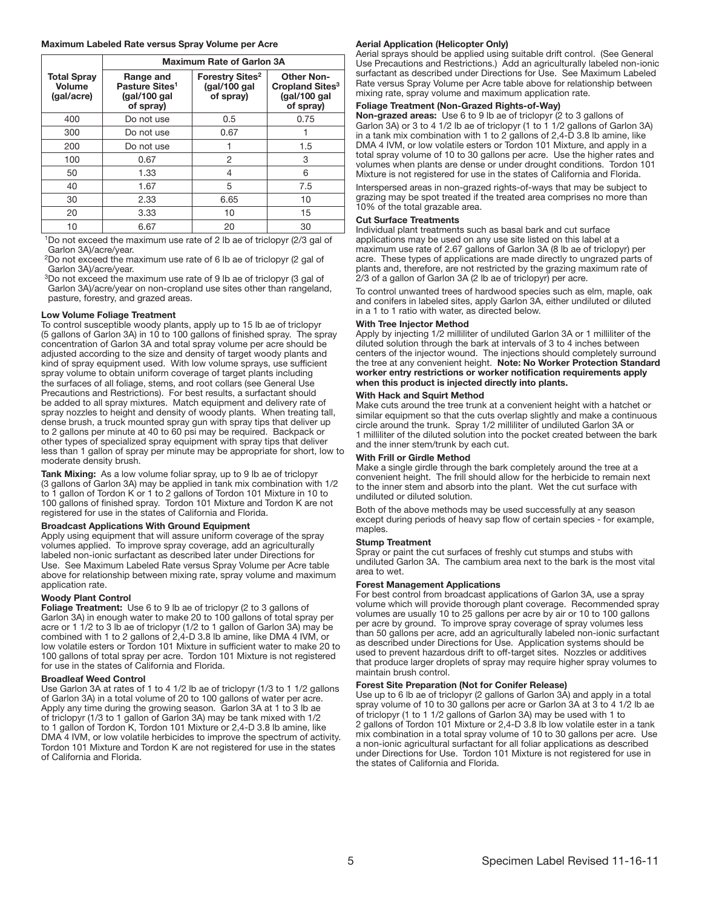**Maximum Labeled Rate versus Spray Volume per Acre**

| Total Spray Volume (gal/acre) | Maximum Rate of Garlon 3A | | |
|---|---|---|---|
| | Range and Pasture Sites[1] (gal/100 gal of spray) | Forestry Sites[2] (gal/100 gal of spray) | Other Non-Cropland Sites[3] (gal/100 gal of spray) |
| 400 | Do not use | 0.5 | 0.75 |
| 300 | Do not use | 0.67 | 1 |
| 200 | Do not use | 1 | 1.5 |
| 100 | 0.67 | 2 | 3 |
| 50 | 1.33 | 4 | 6 |
| 40 | 1.67 | 5 | 7.5 |
| 30 | 2.33 | 6.65 | 10 |
| 20 | 3.33 | 10 | 15 |
| 10 | 6.67 | 20 | 30 |

[1]Do not exceed the maximum use rate of 2 lb ae of triclopyr (2/3 gal of Garlon 3A)/acre/year.

[2]Do not exceed the maximum use rate of 6 lb ae of triclopyr (2 gal of Garlon 3A)/acre/year.

[3]Do not exceed the maximum use rate of 9 lb ae of triclopyr (3 gal of Garlon 3A)/acre/year on non-cropland use sites other than rangeland, pasture, forestry, and grazed areas.

**Low Volume Foliage Treatment**

To control susceptible woody plants, apply up to 15 lb ae of triclopyr (5 gallons of Garlon 3A) in 10 to 100 gallons of finished spray. The spray concentration of Garlon 3A and total spray volume per acre should be adjusted according to the size and density of target woody plants and kind of spray equipment used. With low volume sprays, use sufficient spray volume to obtain uniform coverage of target plants including the surfaces of all foliage, stems, and root collars (see General Use Precautions and Restrictions). For best results, a surfactant should be added to all spray mixtures. Match equipment and delivery rate of spray nozzles to height and density of woody plants. When treating tall, dense brush, a truck mounted spray gun with spray tips that deliver up to 2 gallons per minute at 40 to 60 psi may be required. Backpack or other types of specialized spray equipment with spray tips that deliver less than 1 gallon of spray per minute may be appropriate for short, low to moderate density brush.

**Tank Mixing:** As a low volume foliar spray, up to 9 lb ae of triclopyr (3 gallons of Garlon 3A) may be applied in tank mix combination with 1/2 to 1 gallon of Tordon K or 1 to 2 gallons of Tordon 101 Mixture in 10 to 100 gallons of finished spray. Tordon 101 Mixture and Tordon K are not registered for use in the states of California and Florida.

**Broadcast Applications With Ground Equipment**

Apply using equipment that will assure uniform coverage of the spray volumes applied. To improve spray coverage, add an agriculturally labeled non-ionic surfactant as described later under Directions for Use. See Maximum Labeled Rate versus Spray Volume per Acre table above for relationship between mixing rate, spray volume and maximum application rate.

**Woody Plant Control**

**Foliage Treatment:** Use 6 to 9 lb ae of triclopyr (2 to 3 gallons of Garlon 3A) in enough water to make 20 to 100 gallons of total spray per acre or 1 1/2 to 3 lb ae of triclopyr (1/2 to 1 gallon of Garlon 3A) may be combined with 1 to 2 gallons of 2,4-D 3.8 lb amine, like DMA 4 IVM, or low volatile esters or Tordon 101 Mixture in sufficient water to make 20 to 100 gallons of total spray per acre. Tordon 101 Mixture is not registered for use in the states of California and Florida.

**Broadleaf Weed Control**

Use Garlon 3A at rates of 1 to 4 1/2 lb ae of triclopyr (1/3 to 1 1/2 gallons of Garlon 3A) in a total volume of 20 to 100 gallons of water per acre. Apply any time during the growing season. Garlon 3A at 1 to 3 lb ae of triclopyr (1/3 to 1 gallon of Garlon 3A) may be tank mixed with 1/2 to 1 gallon of Tordon K, Tordon 101 Mixture or 2,4-D 3.8 lb amine, like DMA 4 IVM, or low volatile herbicides to improve the spectrum of activity. Tordon 101 Mixture and Tordon K are not registered for use in the states of California and Florida.

**Aerial Application (Helicopter Only)**

Aerial sprays should be applied using suitable drift control. (See General Use Precautions and Restrictions.) Add an agriculturally labeled non-ionic surfactant as described under Directions for Use. See Maximum Labeled Rate versus Spray Volume per Acre table above for relationship between mixing rate, spray volume and maximum application rate.

**Foliage Treatment (Non-Grazed Rights-of-Way)**

**Non-grazed areas:** Use 6 to 9 lb ae of triclopyr (2 to 3 gallons of Garlon 3A) or 3 to 4 1/2 lb ae of triclopyr (1 to 1 1/2 gallons of Garlon 3A) in a tank mix combination with 1 to 2 gallons of 2,4-D 3.8 lb amine, like DMA 4 IVM, or low volatile esters or Tordon 101 Mixture, and apply in a total spray volume of 10 to 30 gallons per acre. Use the higher rates and volumes when plants are dense or under drought conditions. Tordon 101 Mixture is not registered for use in the states of California and Florida.

Interspersed areas in non-grazed rights-of-ways that may be subject to grazing may be spot treated if the treated area comprises no more than 10% of the total grazable area.

**Cut Surface Treatments**

Individual plant treatments such as basal bark and cut surface applications may be used on any use site listed on this label at a maximum use rate of 2.67 gallons of Garlon 3A (8 lb ae of triclopyr) per acre. These types of applications are made directly to ungrazed parts of plants and, therefore, are not restricted by the grazing maximum rate of 2/3 of a gallon of Garlon 3A (2 lb ae of triclopyr) per acre.

To control unwanted trees of hardwood species such as elm, maple, oak and conifers in labeled sites, apply Garlon 3A, either undiluted or diluted in a 1 to 1 ratio with water, as directed below.

**With Tree Injector Method**

Apply by injecting 1/2 milliliter of undiluted Garlon 3A or 1 milliliter of the diluted solution through the bark at intervals of 3 to 4 inches between centers of the injector wound. The injections should completely surround the tree at any convenient height. **Note: No Worker Protection Standard worker entry restrictions or worker notification requirements apply when this product is injected directly into plants.**

**With Hack and Squirt Method**

Make cuts around the tree trunk at a convenient height with a hatchet or similar equipment so that the cuts overlap slightly and make a continuous circle around the trunk. Spray 1/2 milliliter of undiluted Garlon 3A or 1 milliliter of the diluted solution into the pocket created between the bark and the inner stem/trunk by each cut.

**With Frill or Girdle Method**

Make a single girdle through the bark completely around the tree at a convenient height. The frill should allow for the herbicide to remain next to the inner stem and absorb into the plant. Wet the cut surface with undiluted or diluted solution.

Both of the above methods may be used successfully at any season except during periods of heavy sap flow of certain species - for example, maples.

**Stump Treatment**

Spray or paint the cut surfaces of freshly cut stumps and stubs with undiluted Garlon 3A. The cambium area next to the bark is the most vital area to wet.

**Forest Management Applications**

For best control from broadcast applications of Garlon 3A, use a spray volume which will provide thorough plant coverage. Recommended spray volumes are usually 10 to 25 gallons per acre by air or 10 to 100 gallons per acre by ground. To improve spray coverage of spray volumes less than 50 gallons per acre, add an agriculturally labeled non-ionic surfactant as described under Directions for Use. Application systems should be used to prevent hazardous drift to off-target sites. Nozzles or additives that produce larger droplets of spray may require higher spray volumes to maintain brush control.

**Forest Site Preparation (Not for Conifer Release)**

Use up to 6 lb ae of triclopyr (2 gallons of Garlon 3A) and apply in a total spray volume of 10 to 30 gallons per acre or Garlon 3A at 3 to 4 1/2 lb ae of triclopyr (1 to 1 1/2 gallons of Garlon 3A) may be used with 1 to 2 gallons of Tordon 101 Mixture or 2,4-D 3.8 lb low volatile ester in a tank mix combination in a total spray volume of 10 to 30 gallons per acre. Use a non-ionic agricultural surfactant for all foliar applications as described under Directions for Use. Tordon 101 Mixture is not registered for use in the states of California and Florida.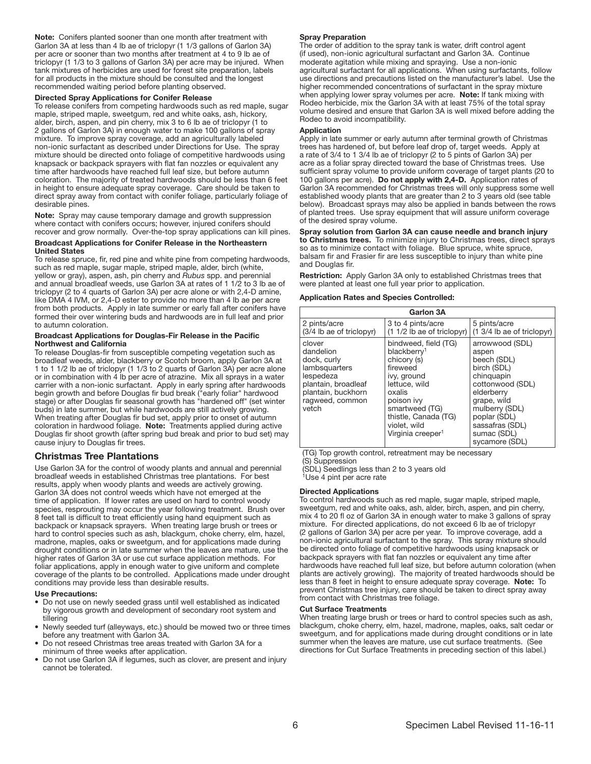**Note:** Conifers planted sooner than one month after treatment with Garlon 3A at less than 4 lb ae of triclopyr (1 1/3 gallons of Garlon 3A) per acre or sooner than two months after treatment at 4 to 9 lb ae of triclopyr (1 1/3 to 3 gallons of Garlon 3A) per acre may be injured. When tank mixtures of herbicides are used for forest site preparation, labels for all products in the mixture should be consulted and the longest recommended waiting period before planting observed.

### Directed Spray Applications for Conifer Release

To release conifers from competing hardwoods such as red maple, sugar maple, striped maple, sweetgum, red and white oaks, ash, hickory, alder, birch, aspen, and pin cherry, mix 3 to 6 lb ae of triclopyr (1 to 2 gallons of Garlon 3A) in enough water to make 100 gallons of spray mixture. To improve spray coverage, add an agriculturally labeled non-ionic surfactant as described under Directions for Use. The spray mixture should be directed onto foliage of competitive hardwoods using knapsack or backpack sprayers with flat fan nozzles or equivalent any time after hardwoods have reached full leaf size, but before autumn coloration. The majority of treated hardwoods should be less than 6 feet in height to ensure adequate spray coverage. Care should be taken to direct spray away from contact with conifer foliage, particularly foliage of desirable pines.

**Note:** Spray may cause temporary damage and growth suppression where contact with conifers occurs; however, injured conifers should recover and grow normally. Over-the-top spray applications can kill pines.

### Broadcast Applications for Conifer Release in the Northeastern United States

To release spruce, fir, red pine and white pine from competing hardwoods, such as red maple, sugar maple, striped maple, alder, birch (white, yellow or gray), aspen, ash, pin cherry and *Rubus* spp. and perennial and annual broadleaf weeds, use Garlon 3A at rates of 1 1/2 to 3 lb ae of triclopyr (2 to 4 quarts of Garlon 3A) per acre alone or with 2,4-D amine, like DMA 4 IVM, or 2,4-D ester to provide no more than 4 lb ae per acre from both products. Apply in late summer or early fall after conifers have formed their over wintering buds and hardwoods are in full leaf and prior to autumn coloration.

### Broadcast Applications for Douglas-Fir Release in the Pacific Northwest and California

To release Douglas-fir from susceptible competing vegetation such as broadleaf weeds, alder, blackberry or Scotch broom, apply Garlon 3A at 1 to 1 1/2 lb ae of triclopyr (1 1/3 to 2 quarts of Garlon 3A) per acre alone or in combination with 4 lb per acre of atrazine. Mix all sprays in a water carrier with a non-ionic surfactant. Apply in early spring after hardwoods begin growth and before Douglas fir bud break ("early foliar" hardwood stage) or after Douglas fir seasonal growth has "hardened off" (set winter buds) in late summer, but while hardwoods are still actively growing. When treating after Douglas fir bud set, apply prior to onset of autumn coloration in hardwood foliage. **Note:** Treatments applied during active Douglas fir shoot growth (after spring bud break and prior to bud set) may cause injury to Douglas fir trees.

## Christmas Tree Plantations

Use Garlon 3A for the control of woody plants and annual and perennial broadleaf weeds in established Christmas tree plantations. For best results, apply when woody plants and weeds are actively growing. Garlon 3A does not control weeds which have not emerged at the time of application. If lower rates are used on hard to control woody species, resprouting may occur the year following treatment. Brush over 8 feet tall is difficult to treat efficiently using hand equipment such as backpack or knapsack sprayers. When treating large brush or trees or hard to control species such as ash, blackgum, choke cherry, elm, hazel, madrone, maples, oaks or sweetgum, and for applications made during drought conditions or in late summer when the leaves are mature, use the higher rates of Garlon 3A or use cut surface application methods. For foliar applications, apply in enough water to give uniform and complete coverage of the plants to be controlled. Applications made under drought conditions may provide less than desirable results.

### Use Precautions:

- Do not use on newly seeded grass until well established as indicated by vigorous growth and development of secondary root system and tillering
- Newly seeded turf (alleyways, etc.) should be mowed two or three times before any treatment with Garlon 3A.
- Do not reseed Christmas tree areas treated with Garlon 3A for a minimum of three weeks after application.
- Do not use Garlon 3A if legumes, such as clover, are present and injury cannot be tolerated.

### Spray Preparation

The order of addition to the spray tank is water, drift control agent (if used), non-ionic agricultural surfactant and Garlon 3A. Continue moderate agitation while mixing and spraying. Use a non-ionic agricultural surfactant for all applications. When using surfactants, follow use directions and precautions listed on the manufacturer's label. Use the higher recommended concentrations of surfactant in the spray mixture when applying lower spray volumes per acre. **Note:** If tank mixing with Rodeo herbicide, mix the Garlon 3A with at least 75% of the total spray volume desired and ensure that Garlon 3A is well mixed before adding the Rodeo to avoid incompatibility.

### Application

Apply in late summer or early autumn after terminal growth of Christmas trees has hardened of, but before leaf drop of, target weeds. Apply at a rate of 3/4 to 1 3/4 lb ae of triclopyr (2 to 5 pints of Garlon 3A) per acre as a foliar spray directed toward the base of Christmas trees. Use sufficient spray volume to provide uniform coverage of target plants (20 to 100 gallons per acre). **Do not apply with 2,4-D.** Application rates of Garlon 3A recommended for Christmas trees will only suppress some well established woody plants that are greater than 2 to 3 years old (see table below). Broadcast sprays may also be applied in bands between the rows of planted trees. Use spray equipment that will assure uniform coverage of the desired spray volume.

**Spray solution from Garlon 3A can cause needle and branch injury to Christmas trees.** To minimize injury to Christmas trees, direct sprays so as to minimize contact with foliage. Blue spruce, white spruce, balsam fir and Frasier fir are less susceptible to injury than white pine and Douglas fir.

**Restriction:** Apply Garlon 3A only to established Christmas trees that were planted at least one full year prior to application.

### Application Rates and Species Controlled:

| Garlon 3A | | |
|---|---|---|
| 2 pints/acre (3/4 lb ae of triclopyr) | 3 to 4 pints/acre (1 1/2 lb ae of triclopyr) | 5 pints/acre (1 3/4 lb ae of triclopyr) |
| clover<br>dandelion<br>dock, curly<br>lambsquarters<br>lespedeza<br>plantain, broadleaf<br>plantain, buckhorn<br>ragweed, common<br>vetch | bindweed, field (TG)<br>blackberry[1]<br>chicory (s)<br>fireweed<br>ivy, ground<br>lettuce, wild<br>oxalis<br>poison ivy<br>smartweed (TG)<br>thistle, Canada (TG)<br>violet, wild<br>Virginia creeper[1] | arrowwood (SDL)<br>aspen<br>beech (SDL)<br>birch (SDL)<br>chinquapin<br>cottonwood (SDL)<br>elderberry<br>grape, wild<br>mulberry (SDL)<br>poplar (SDL)<br>sassafras (SDL)<br>sumac (SDL)<br>sycamore (SDL) |

(TG) Top growth control, retreatment may be necessary
(S) Suppression
(SDL) Seedlings less than 2 to 3 years old
[1]Use 4 pint per acre rate

### Directed Applications

To control hardwoods such as red maple, sugar maple, striped maple, sweetgum, red and white oaks, ash, alder, birch, aspen, and pin cherry, mix 4 to 20 fl oz of Garlon 3A in enough water to make 3 gallons of spray mixture. For directed applications, do not exceed 6 lb ae of triclopyr (2 gallons of Garlon 3A) per acre per year. To improve coverage, add a non-ionic agricultural surfactant to the spray. This spray mixture should be directed onto foliage of competitive hardwoods using knapsack or backpack sprayers with flat fan nozzles or equivalent any time after hardwoods have reached full leaf size, but before autumn coloration (when plants are actively growing). The majority of treated hardwoods should be less than 8 feet in height to ensure adequate spray coverage. **Note:** To prevent Christmas tree injury, care should be taken to direct spray away from contact with Christmas tree foliage.

### Cut Surface Treatments

When treating large brush or trees or hard to control species such as ash, blackgum, choke cherry, elm, hazel, madrone, maples, oaks, salt cedar or sweetgum, and for applications made during drought conditions or in late summer when the leaves are mature, use cut surface treatments. (See directions for Cut Surface Treatments in preceding section of this label.)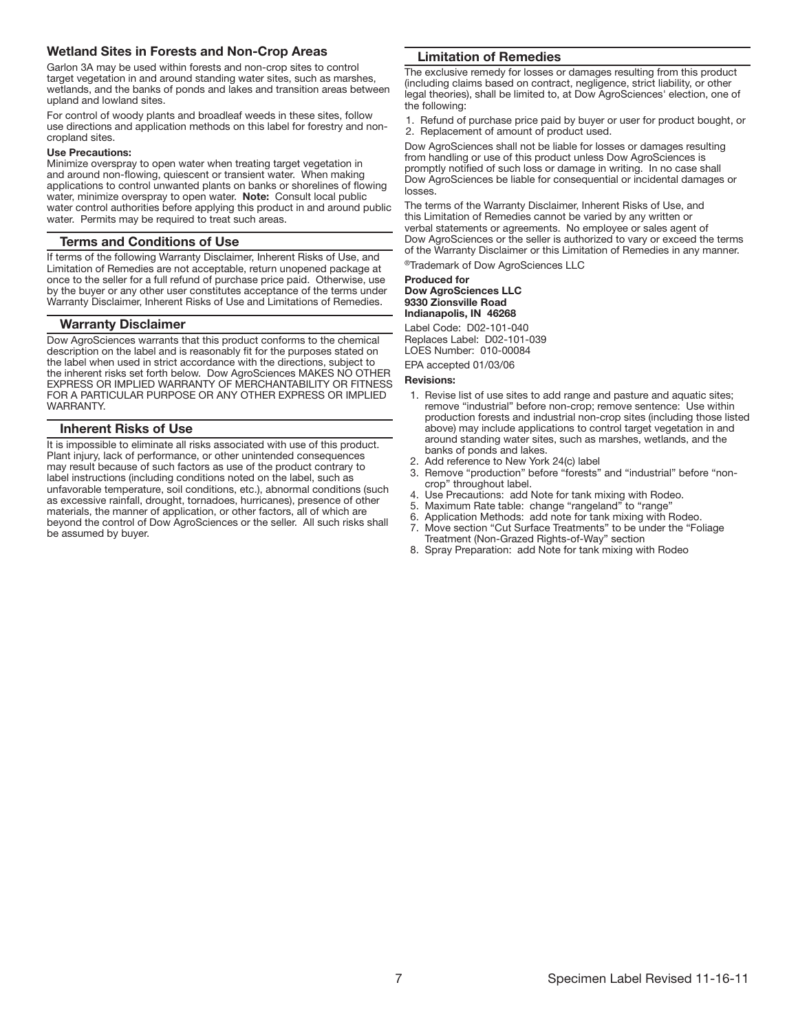### Wetland Sites in Forests and Non-Crop Areas

Garlon 3A may be used within forests and non-crop sites to control target vegetation in and around standing water sites, such as marshes, wetlands, and the banks of ponds and lakes and transition areas between upland and lowland sites.

For control of woody plants and broadleaf weeds in these sites, follow use directions and application methods on this label for forestry and non-cropland sites.

**Use Precautions:**
Minimize overspray to open water when treating target vegetation in and around non-flowing, quiescent or transient water. When making applications to control unwanted plants on banks or shorelines of flowing water, minimize overspray to open water. **Note:** Consult local public water control authorities before applying this product in and around public water. Permits may be required to treat such areas.

## Terms and Conditions of Use

If terms of the following Warranty Disclaimer, Inherent Risks of Use, and Limitation of Remedies are not acceptable, return unopened package at once to the seller for a full refund of purchase price paid. Otherwise, use by the buyer or any other user constitutes acceptance of the terms under Warranty Disclaimer, Inherent Risks of Use and Limitations of Remedies.

## Warranty Disclaimer

Dow AgroSciences warrants that this product conforms to the chemical description on the label and is reasonably fit for the purposes stated on the label when used in strict accordance with the directions, subject to the inherent risks set forth below. Dow AgroSciences MAKES NO OTHER EXPRESS OR IMPLIED WARRANTY OF MERCHANTABILITY OR FITNESS FOR A PARTICULAR PURPOSE OR ANY OTHER EXPRESS OR IMPLIED WARRANTY.

## Inherent Risks of Use

It is impossible to eliminate all risks associated with use of this product. Plant injury, lack of performance, or other unintended consequences may result because of such factors as use of the product contrary to label instructions (including conditions noted on the label, such as unfavorable temperature, soil conditions, etc.), abnormal conditions (such as excessive rainfall, drought, tornadoes, hurricanes), presence of other materials, the manner of application, or other factors, all of which are beyond the control of Dow AgroSciences or the seller. All such risks shall be assumed by buyer.

## Limitation of Remedies

The exclusive remedy for losses or damages resulting from this product (including claims based on contract, negligence, strict liability, or other legal theories), shall be limited to, at Dow AgroSciences' election, one of the following:

1. Refund of purchase price paid by buyer or user for product bought, or
2. Replacement of amount of product used.

Dow AgroSciences shall not be liable for losses or damages resulting from handling or use of this product unless Dow AgroSciences is promptly notified of such loss or damage in writing. In no case shall Dow AgroSciences be liable for consequential or incidental damages or losses.

The terms of the Warranty Disclaimer, Inherent Risks of Use, and this Limitation of Remedies cannot be varied by any written or verbal statements or agreements. No employee or sales agent of Dow AgroSciences or the seller is authorized to vary or exceed the terms of the Warranty Disclaimer or this Limitation of Remedies in any manner.

®Trademark of Dow AgroSciences LLC

**Produced for**
**Dow AgroSciences LLC**
**9330 Zionsville Road**
**Indianapolis, IN 46268**

Label Code: D02-101-040
Replaces Label: D02-101-039
LOES Number: 010-00084

EPA accepted 01/03/06

**Revisions:**

1. Revise list of use sites to add range and pasture and aquatic sites; remove "industrial" before non-crop; remove sentence: Use within production forests and industrial non-crop sites (including those listed above) may include applications to control target vegetation in and around standing water sites, such as marshes, wetlands, and the banks of ponds and lakes.
2. Add reference to New York 24(c) label
3. Remove "production" before "forests" and "industrial" before "non-crop" throughout label.
4. Use Precautions: add Note for tank mixing with Rodeo.
5. Maximum Rate table: change "rangeland" to "range"
6. Application Methods: add note for tank mixing with Rodeo.
7. Move section "Cut Surface Treatments" to be under the "Foliage Treatment (Non-Grazed Rights-of-Way" section
8. Spray Preparation: add Note for tank mixing with Rodeo

Specimen Label Revised 11-16-11